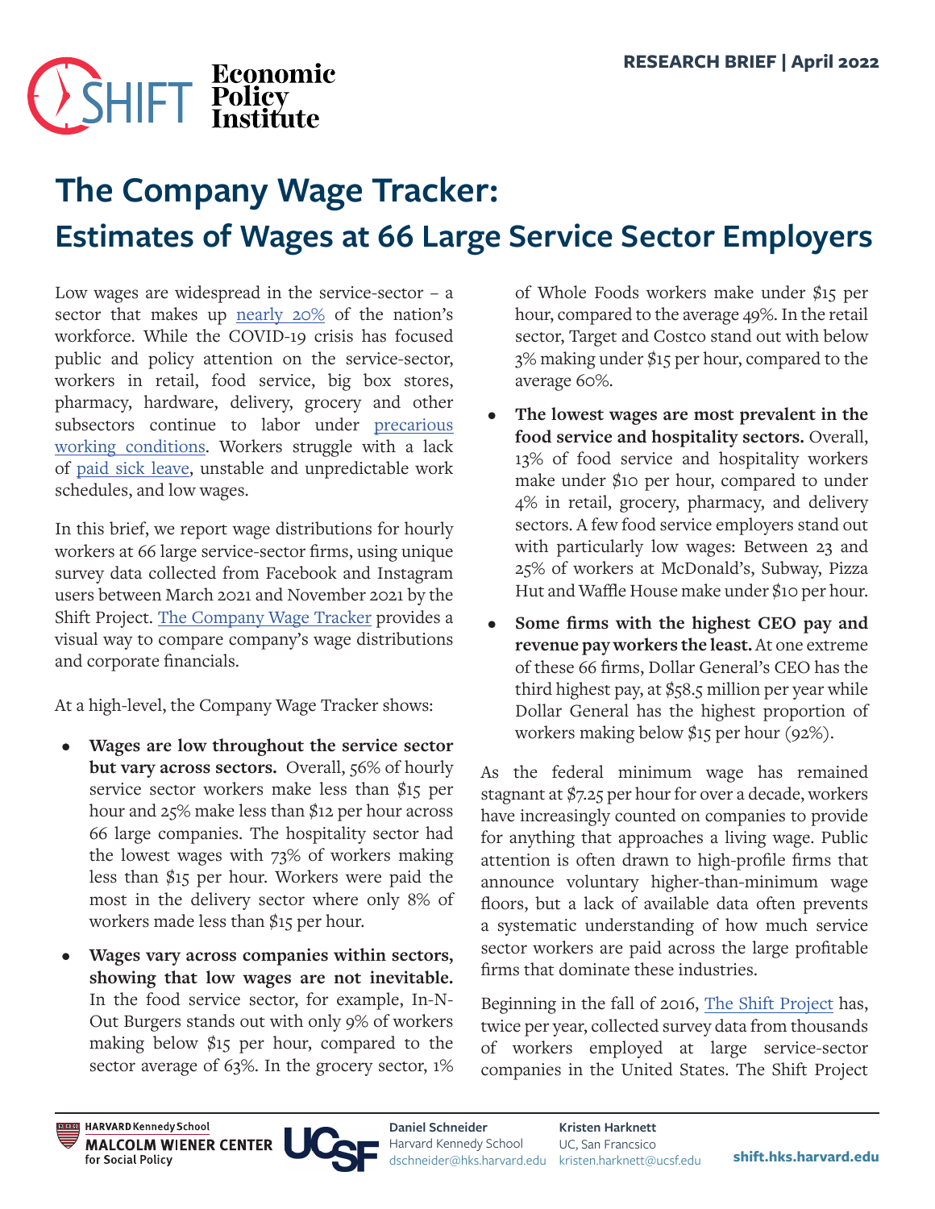RESEARCH BRIEF | April 2022

# The Company Wage Tracker:
## Estimates of Wages at 66 Large Service Sector Employers

Low wages are widespread in the service-sector – a sector that makes up nearly 20% of the nation's workforce. While the COVID-19 crisis has focused public and policy attention on the service-sector, workers in retail, food service, big box stores, pharmacy, hardware, delivery, grocery and other subsectors continue to labor under precarious working conditions. Workers struggle with a lack of paid sick leave, unstable and unpredictable work schedules, and low wages.

In this brief, we report wage distributions for hourly workers at 66 large service-sector firms, using unique survey data collected from Facebook and Instagram users between March 2021 and November 2021 by the Shift Project. The Company Wage Tracker provides a visual way to compare company's wage distributions and corporate financials.

At a high-level, the Company Wage Tracker shows:

- **Wages are low throughout the service sector but vary across sectors.** Overall, 56% of hourly service sector workers make less than $15 per hour and 25% make less than $12 per hour across 66 large companies. The hospitality sector had the lowest wages with 73% of workers making less than $15 per hour. Workers were paid the most in the delivery sector where only 8% of workers made less than $15 per hour.
- **Wages vary across companies within sectors, showing that low wages are not inevitable.** In the food service sector, for example, In-N-Out Burgers stands out with only 9% of workers making below $15 per hour, compared to the sector average of 63%. In the grocery sector, 1% of Whole Foods workers make under $15 per hour, compared to the average 49%. In the retail sector, Target and Costco stand out with below 3% making under $15 per hour, compared to the average 60%.
- **The lowest wages are most prevalent in the food service and hospitality sectors.** Overall, 13% of food service and hospitality workers make under $10 per hour, compared to under 4% in retail, grocery, pharmacy, and delivery sectors. A few food service employers stand out with particularly low wages: Between 23 and 25% of workers at McDonald's, Subway, Pizza Hut and Waffle House make under $10 per hour.
- **Some firms with the highest CEO pay and revenue pay workers the least.** At one extreme of these 66 firms, Dollar General's CEO has the third highest pay, at $58.5 million per year while Dollar General has the highest proportion of workers making below $15 per hour (92%).

As the federal minimum wage has remained stagnant at $7.25 per hour for over a decade, workers have increasingly counted on companies to provide for anything that approaches a living wage. Public attention is often drawn to high-profile firms that announce voluntary higher-than-minimum wage floors, but a lack of available data often prevents a systematic understanding of how much service sector workers are paid across the large profitable firms that dominate these industries.

Beginning in the fall of 2016, The Shift Project has, twice per year, collected survey data from thousands of workers employed at large service-sector companies in the United States. The Shift Project

Daniel Schneider
Harvard Kennedy School
dschneider@hks.harvard.edu

Kristen Harknett
UC, San Francsico
kristen.harknett@ucsf.edu

shift.hks.harvard.edu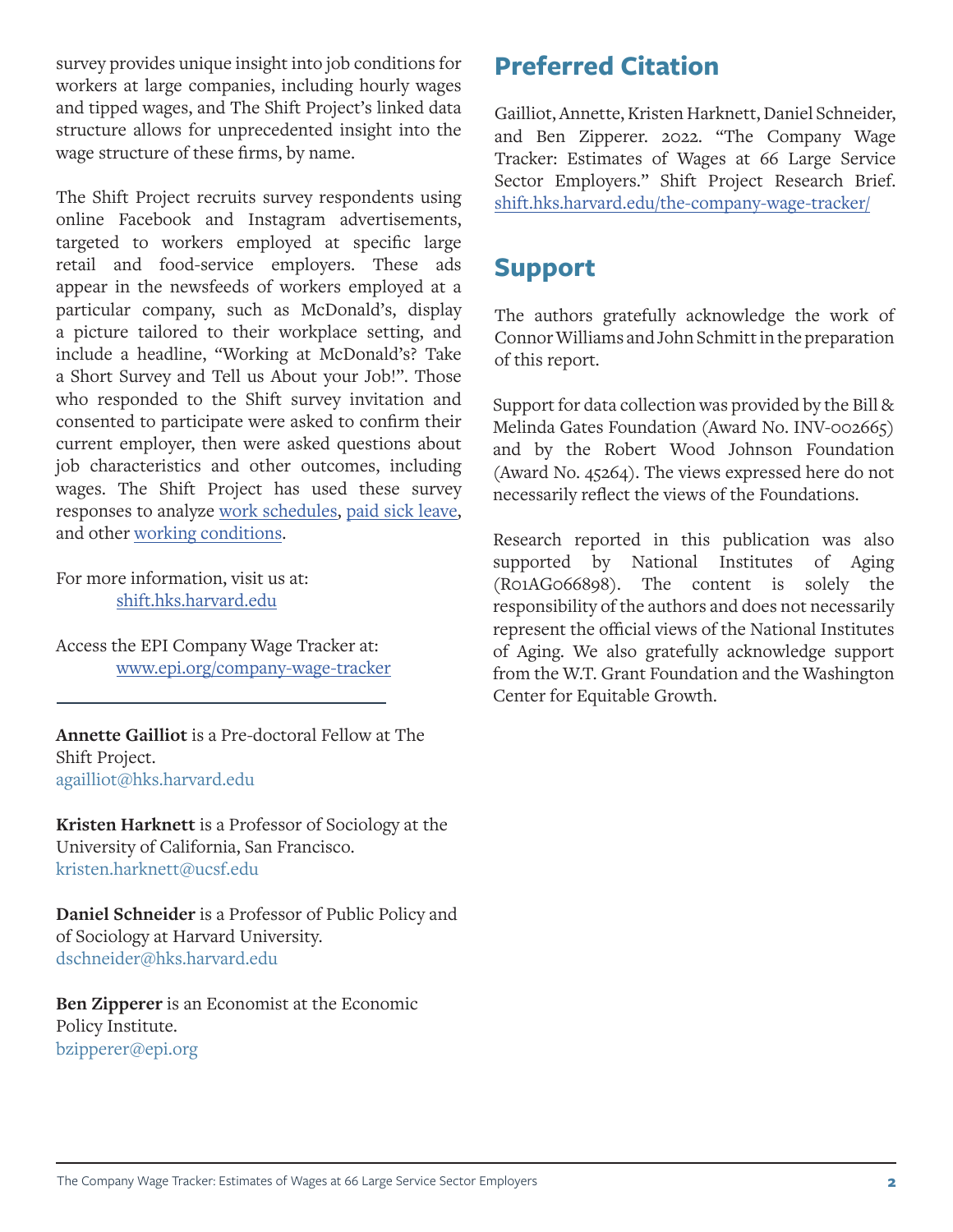survey provides unique insight into job conditions for workers at large companies, including hourly wages and tipped wages, and The Shift Project's linked data structure allows for unprecedented insight into the wage structure of these firms, by name.

The Shift Project recruits survey respondents using online Facebook and Instagram advertisements, targeted to workers employed at specific large retail and food-service employers. These ads appear in the newsfeeds of workers employed at a particular company, such as McDonald's, display a picture tailored to their workplace setting, and include a headline, "Working at McDonald's? Take a Short Survey and Tell us About your Job!". Those who responded to the Shift survey invitation and consented to participate were asked to confirm their current employer, then were asked questions about job characteristics and other outcomes, including wages. The Shift Project has used these survey responses to analyze work schedules, paid sick leave, and other working conditions.

For more information, visit us at:
shift.hks.harvard.edu

Access the EPI Company Wage Tracker at:
www.epi.org/company-wage-tracker

---

**Annette Gailliot** is a Pre-doctoral Fellow at The Shift Project.
agailliot@hks.harvard.edu

**Kristen Harknett** is a Professor of Sociology at the University of California, San Francisco.
kristen.harknett@ucsf.edu

**Daniel Schneider** is a Professor of Public Policy and of Sociology at Harvard University.
dschneider@hks.harvard.edu

**Ben Zipperer** is an Economist at the Economic Policy Institute.
bzipperer@epi.org

## Preferred Citation

Gailliot, Annette, Kristen Harknett, Daniel Schneider, and Ben Zipperer. 2022. "The Company Wage Tracker: Estimates of Wages at 66 Large Service Sector Employers." Shift Project Research Brief. shift.hks.harvard.edu/the-company-wage-tracker/

## Support

The authors gratefully acknowledge the work of Connor Williams and John Schmitt in the preparation of this report.

Support for data collection was provided by the Bill & Melinda Gates Foundation (Award No. INV-002665) and by the Robert Wood Johnson Foundation (Award No. 45264). The views expressed here do not necessarily reflect the views of the Foundations.

Research reported in this publication was also supported by National Institutes of Aging (R01AG066898). The content is solely the responsibility of the authors and does not necessarily represent the official views of the National Institutes of Aging. We also gratefully acknowledge support from the W.T. Grant Foundation and the Washington Center for Equitable Growth.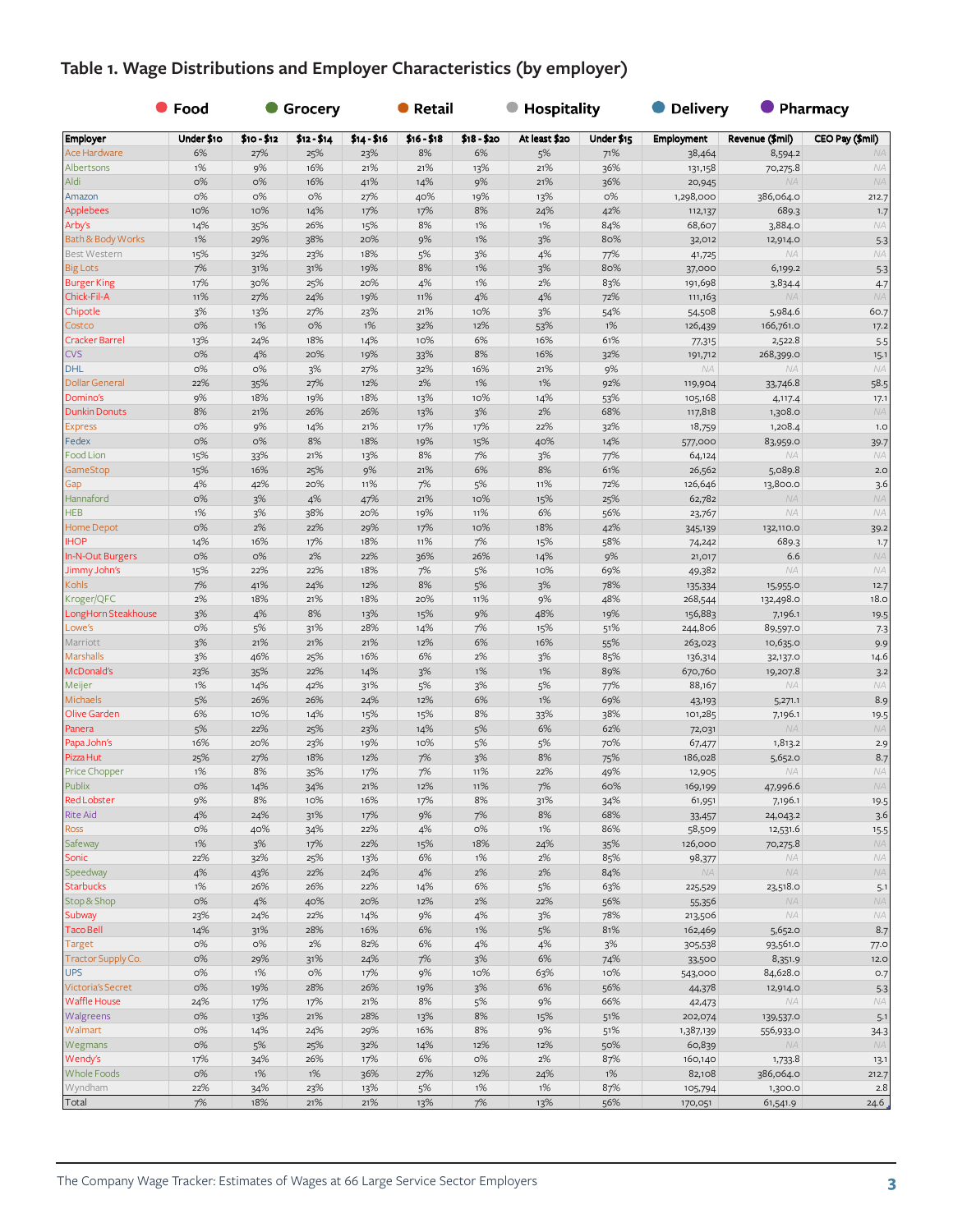## Table 1. Wage Distributions and Employer Characteristics (by employer)

● Food ● Grocery ● Retail ● Hospitality ● Delivery ● Pharmacy

| Employer | Under $10 | $10 - $12 | $12 - $14 | $14 - $16 | $16 - $18 | $18 - $20 | At least $20 | Under $15 | Employment | Revenue ($mil) | CEO Pay ($mil) |
|---|---|---|---|---|---|---|---|---|---|---|---|
| Ace Hardware | 6% | 27% | 25% | 23% | 8% | 6% | 5% | 71% | 38,464 | 8,594.2 | NA |
| Albertsons | 1% | 9% | 16% | 21% | 21% | 13% | 21% | 36% | 131,158 | 70,275.8 | NA |
| Aldi | 0% | 0% | 16% | 41% | 14% | 9% | 21% | 36% | 20,945 | NA | NA |
| Amazon | 0% | 0% | 0% | 27% | 40% | 19% | 13% | 0% | 1,298,000 | 386,064.0 | 212.7 |
| Applebees | 10% | 10% | 14% | 17% | 17% | 8% | 24% | 42% | 112,137 | 689.3 | 1.7 |
| Arby's | 14% | 35% | 26% | 15% | 8% | 1% | 1% | 84% | 68,607 | 3,884.0 | NA |
| Bath & Body Works | 1% | 29% | 38% | 20% | 9% | 1% | 3% | 80% | 32,012 | 12,914.0 | 5.3 |
| Best Western | 15% | 32% | 23% | 18% | 5% | 3% | 4% | 77% | 41,725 | NA | NA |
| Big Lots | 7% | 31% | 31% | 19% | 8% | 1% | 3% | 80% | 37,000 | 6,199.2 | 5.3 |
| Burger King | 17% | 30% | 25% | 20% | 4% | 1% | 2% | 83% | 191,698 | 3,834.4 | 4.7 |
| Chick-Fil-A | 11% | 27% | 24% | 19% | 11% | 4% | 4% | 72% | 111,163 | NA | NA |
| Chipotle | 3% | 13% | 27% | 23% | 21% | 10% | 3% | 54% | 54,508 | 5,984.6 | 60.7 |
| Costco | 0% | 1% | 0% | 1% | 32% | 12% | 53% | 1% | 126,439 | 166,761.0 | 17.2 |
| Cracker Barrel | 13% | 24% | 18% | 14% | 10% | 6% | 16% | 61% | 77,315 | 2,522.8 | 5.5 |
| CVS | 0% | 4% | 20% | 19% | 33% | 8% | 16% | 32% | 191,712 | 268,399.0 | 15.1 |
| DHL | 0% | 0% | 3% | 27% | 32% | 16% | 21% | 9% | NA | NA | NA |
| Dollar General | 22% | 35% | 27% | 12% | 2% | 1% | 1% | 92% | 119,904 | 33,746.8 | 58.5 |
| Domino's | 9% | 18% | 19% | 18% | 13% | 10% | 14% | 53% | 105,168 | 4,117.4 | 17.1 |
| Dunkin Donuts | 8% | 21% | 26% | 26% | 13% | 3% | 2% | 68% | 117,818 | 1,308.0 | NA |
| Express | 0% | 9% | 14% | 21% | 17% | 17% | 22% | 32% | 18,759 | 1,208.4 | 1.0 |
| Fedex | 0% | 0% | 8% | 18% | 19% | 15% | 40% | 14% | 577,000 | 83,959.0 | 39.7 |
| Food Lion | 15% | 33% | 21% | 13% | 8% | 7% | 3% | 77% | 64,124 | NA | NA |
| GameStop | 15% | 16% | 25% | 9% | 21% | 6% | 8% | 61% | 26,562 | 5,089.8 | 2.0 |
| Gap | 4% | 42% | 20% | 11% | 7% | 5% | 11% | 72% | 126,646 | 13,800.0 | 3.6 |
| Hannaford | 0% | 3% | 4% | 47% | 21% | 10% | 15% | 25% | 62,782 | NA | NA |
| HEB | 1% | 3% | 38% | 20% | 19% | 11% | 6% | 56% | 23,767 | NA | NA |
| Home Depot | 0% | 2% | 22% | 29% | 17% | 10% | 18% | 42% | 345,139 | 132,110.0 | 39.2 |
| IHOP | 14% | 16% | 17% | 18% | 11% | 7% | 15% | 58% | 74,242 | 689.3 | 1.7 |
| In-N-Out Burgers | 0% | 0% | 2% | 22% | 36% | 26% | 14% | 9% | 21,017 | 6.6 | NA |
| Jimmy John's | 15% | 22% | 22% | 18% | 7% | 5% | 10% | 69% | 49,382 | NA | NA |
| Kohls | 7% | 41% | 24% | 12% | 8% | 5% | 3% | 78% | 135,334 | 15,955.0 | 12.7 |
| Kroger/QFC | 2% | 18% | 21% | 18% | 20% | 11% | 9% | 48% | 268,544 | 132,498.0 | 18.0 |
| LongHorn Steakhouse | 3% | 4% | 8% | 13% | 15% | 9% | 48% | 19% | 156,883 | 7,196.1 | 19.5 |
| Lowe's | 0% | 5% | 31% | 28% | 14% | 7% | 15% | 51% | 244,806 | 89,597.0 | 7.3 |
| Marriott | 3% | 21% | 21% | 21% | 12% | 6% | 16% | 55% | 263,023 | 10,635.0 | 9.9 |
| Marshalls | 3% | 46% | 25% | 16% | 6% | 2% | 3% | 85% | 136,314 | 32,137.0 | 14.6 |
| McDonald's | 23% | 35% | 22% | 14% | 3% | 1% | 1% | 89% | 670,760 | 19,207.8 | 3.2 |
| Meijer | 1% | 14% | 42% | 31% | 5% | 3% | 5% | 77% | 88,167 | NA | NA |
| Michaels | 5% | 26% | 26% | 24% | 12% | 6% | 1% | 69% | 43,193 | 5,271.1 | 8.9 |
| Olive Garden | 6% | 10% | 14% | 15% | 15% | 8% | 33% | 38% | 101,285 | 7,196.1 | 19.5 |
| Panera | 5% | 22% | 25% | 23% | 14% | 5% | 6% | 62% | 72,031 | NA | NA |
| Papa John's | 16% | 20% | 23% | 19% | 10% | 5% | 5% | 70% | 67,477 | 1,813.2 | 2.9 |
| Pizza Hut | 25% | 27% | 18% | 12% | 7% | 3% | 8% | 75% | 186,028 | 5,652.0 | 8.7 |
| Price Chopper | 1% | 8% | 35% | 17% | 7% | 11% | 22% | 49% | 12,905 | NA | NA |
| Publix | 0% | 14% | 34% | 21% | 12% | 11% | 7% | 60% | 169,199 | 47,996.6 | NA |
| Red Lobster | 9% | 8% | 10% | 16% | 17% | 8% | 31% | 34% | 61,951 | 7,196.1 | 19.5 |
| Rite Aid | 4% | 24% | 31% | 17% | 9% | 7% | 8% | 68% | 33,457 | 24,043.2 | 3.6 |
| Ross | 0% | 40% | 34% | 22% | 4% | 0% | 1% | 86% | 58,509 | 12,531.6 | 15.5 |
| Safeway | 1% | 3% | 17% | 22% | 15% | 18% | 24% | 35% | 126,000 | 70,275.8 | NA |
| Sonic | 22% | 32% | 25% | 13% | 6% | 1% | 2% | 85% | 98,377 | NA | NA |
| Speedway | 4% | 43% | 22% | 24% | 4% | 2% | 2% | 84% | NA | NA | NA |
| Starbucks | 1% | 26% | 26% | 22% | 14% | 6% | 5% | 63% | 225,529 | 23,518.0 | 5.1 |
| Stop & Shop | 0% | 4% | 40% | 20% | 12% | 2% | 22% | 56% | 55,356 | NA | NA |
| Subway | 23% | 24% | 22% | 14% | 9% | 4% | 3% | 78% | 213,506 | NA | NA |
| Taco Bell | 14% | 31% | 28% | 16% | 6% | 1% | 5% | 81% | 162,469 | 5,652.0 | 8.7 |
| Target | 0% | 0% | 2% | 82% | 6% | 4% | 4% | 3% | 305,538 | 93,561.0 | 77.0 |
| Tractor Supply Co. | 0% | 29% | 31% | 24% | 7% | 3% | 6% | 74% | 33,500 | 8,351.9 | 12.0 |
| UPS | 0% | 1% | 0% | 17% | 9% | 10% | 63% | 10% | 543,000 | 84,628.0 | 0.7 |
| Victoria's Secret | 0% | 19% | 28% | 26% | 19% | 3% | 6% | 56% | 44,378 | 12,914.0 | 5.3 |
| Waffle House | 24% | 17% | 17% | 21% | 8% | 5% | 9% | 66% | 42,473 | NA | NA |
| Walgreens | 0% | 13% | 21% | 28% | 13% | 8% | 15% | 51% | 202,074 | 139,537.0 | 5.1 |
| Walmart | 0% | 14% | 24% | 29% | 16% | 8% | 9% | 51% | 1,387,139 | 556,933.0 | 34.3 |
| Wegmans | 0% | 5% | 25% | 32% | 14% | 12% | 12% | 50% | 60,839 | NA | NA |
| Wendy's | 17% | 34% | 26% | 17% | 6% | 0% | 2% | 87% | 160,140 | 1,733.8 | 13.1 |
| Whole Foods | 0% | 1% | 1% | 36% | 27% | 12% | 24% | 1% | 82,108 | 386,064.0 | 212.7 |
| Wyndham | 22% | 34% | 23% | 13% | 5% | 1% | 1% | 87% | 105,794 | 1,300.0 | 2.8 |
| Total | 7% | 18% | 21% | 21% | 13% | 7% | 13% | 56% | 170,051 | 61,541.9 | 24.6 |

The Company Wage Tracker: Estimates of Wages at 66 Large Service Sector Employers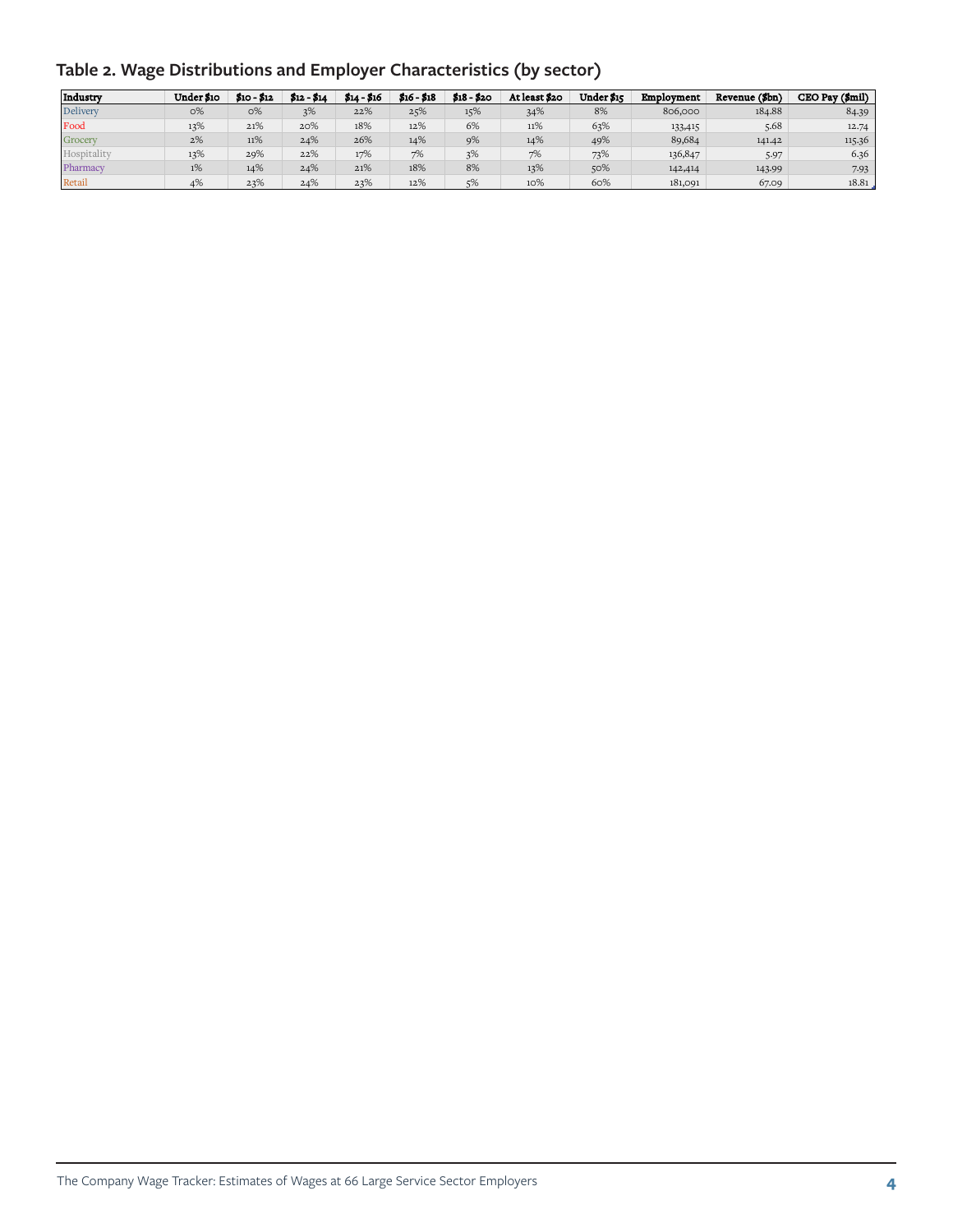## Table 2. Wage Distributions and Employer Characteristics (by sector)

| Industry | Under $10 | $10 - $12 | $12 - $14 | $14 - $16 | $16 - $18 | $18 - $20 | At least $20 | Under $15 | Employment | Revenue ($bn) | CEO Pay ($mil) |
|---|---|---|---|---|---|---|---|---|---|---|---|
| Delivery | 0% | 0% | 3% | 22% | 25% | 15% | 34% | 8% | 806,000 | 184.88 | 84.39 |
| Food | 13% | 21% | 20% | 18% | 12% | 6% | 11% | 63% | 133,415 | 5.68 | 12.74 |
| Grocery | 2% | 11% | 24% | 26% | 14% | 9% | 14% | 49% | 89,684 | 141.42 | 115.36 |
| Hospitality | 13% | 29% | 22% | 17% | 7% | 3% | 7% | 73% | 136,847 | 5.97 | 6.36 |
| Pharmacy | 1% | 14% | 24% | 21% | 18% | 8% | 13% | 50% | 142,414 | 143.99 | 7.93 |
| Retail | 4% | 23% | 24% | 23% | 12% | 5% | 10% | 60% | 181,091 | 67.09 | 18.81 |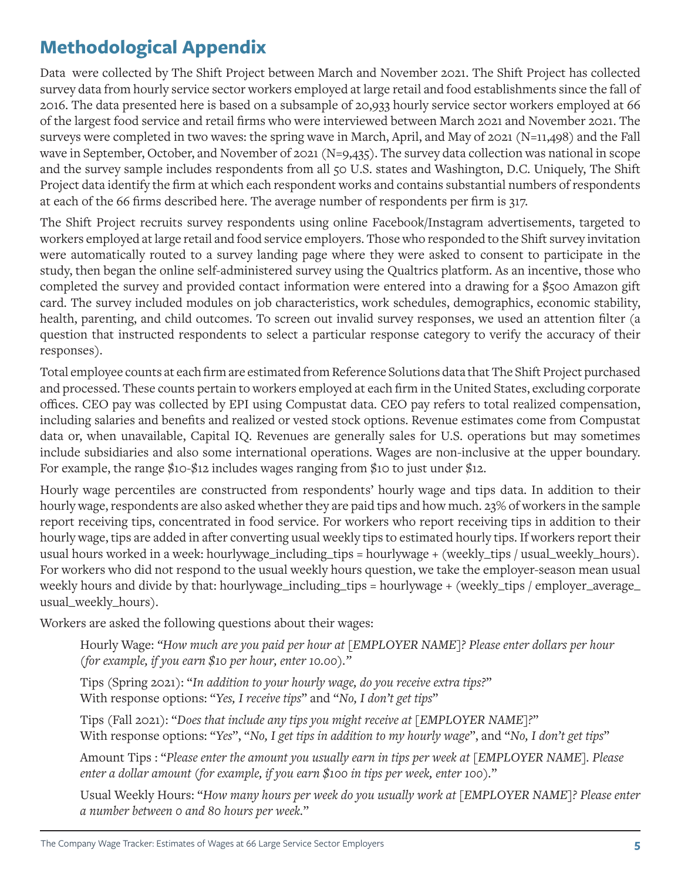## Methodological Appendix

Data were collected by The Shift Project between March and November 2021. The Shift Project has collected survey data from hourly service sector workers employed at large retail and food establishments since the fall of 2016. The data presented here is based on a subsample of 20,933 hourly service sector workers employed at 66 of the largest food service and retail firms who were interviewed between March 2021 and November 2021. The surveys were completed in two waves: the spring wave in March, April, and May of 2021 (N=11,498) and the Fall wave in September, October, and November of 2021 (N=9,435). The survey data collection was national in scope and the survey sample includes respondents from all 50 U.S. states and Washington, D.C. Uniquely, The Shift Project data identify the firm at which each respondent works and contains substantial numbers of respondents at each of the 66 firms described here. The average number of respondents per firm is 317.

The Shift Project recruits survey respondents using online Facebook/Instagram advertisements, targeted to workers employed at large retail and food service employers. Those who responded to the Shift survey invitation were automatically routed to a survey landing page where they were asked to consent to participate in the study, then began the online self-administered survey using the Qualtrics platform. As an incentive, those who completed the survey and provided contact information were entered into a drawing for a $500 Amazon gift card. The survey included modules on job characteristics, work schedules, demographics, economic stability, health, parenting, and child outcomes. To screen out invalid survey responses, we used an attention filter (a question that instructed respondents to select a particular response category to verify the accuracy of their responses).

Total employee counts at each firm are estimated from Reference Solutions data that The Shift Project purchased and processed. These counts pertain to workers employed at each firm in the United States, excluding corporate offices. CEO pay was collected by EPI using Compustat data. CEO pay refers to total realized compensation, including salaries and benefits and realized or vested stock options. Revenue estimates come from Compustat data or, when unavailable, Capital IQ. Revenues are generally sales for U.S. operations but may sometimes include subsidiaries and also some international operations. Wages are non-inclusive at the upper boundary. For example, the range $10-$12 includes wages ranging from $10 to just under $12.

Hourly wage percentiles are constructed from respondents' hourly wage and tips data. In addition to their hourly wage, respondents are also asked whether they are paid tips and how much. 23% of workers in the sample report receiving tips, concentrated in food service. For workers who report receiving tips in addition to their hourly wage, tips are added in after converting usual weekly tips to estimated hourly tips. If workers report their usual hours worked in a week: hourlywage_including_tips = hourlywage + (weekly_tips / usual_weekly_hours). For workers who did not respond to the usual weekly hours question, we take the employer-season mean usual weekly hours and divide by that: hourlywage_including_tips = hourlywage + (weekly_tips / employer_average_usual_weekly_hours).

Workers are asked the following questions about their wages:

> Hourly Wage: *"How much are you paid per hour at [EMPLOYER NAME]? Please enter dollars per hour (for example, if you earn $10 per hour, enter 10.00)."*
>
> Tips (Spring 2021): "*In addition to your hourly wage, do you receive extra tips?*"
> With response options: "*Yes, I receive tips*" and "*No, I don't get tips*"
>
> Tips (Fall 2021): "*Does that include any tips you might receive at [EMPLOYER NAME]?*"
> With response options: "*Yes*", "*No, I get tips in addition to my hourly wage*", and "*No, I don't get tips*"
>
> Amount Tips : "*Please enter the amount you usually earn in tips per week at [EMPLOYER NAME]. Please enter a dollar amount (for example, if you earn $100 in tips per week, enter 100).*"
>
> Usual Weekly Hours: "*How many hours per week do you usually work at [EMPLOYER NAME]? Please enter a number between 0 and 80 hours per week.*"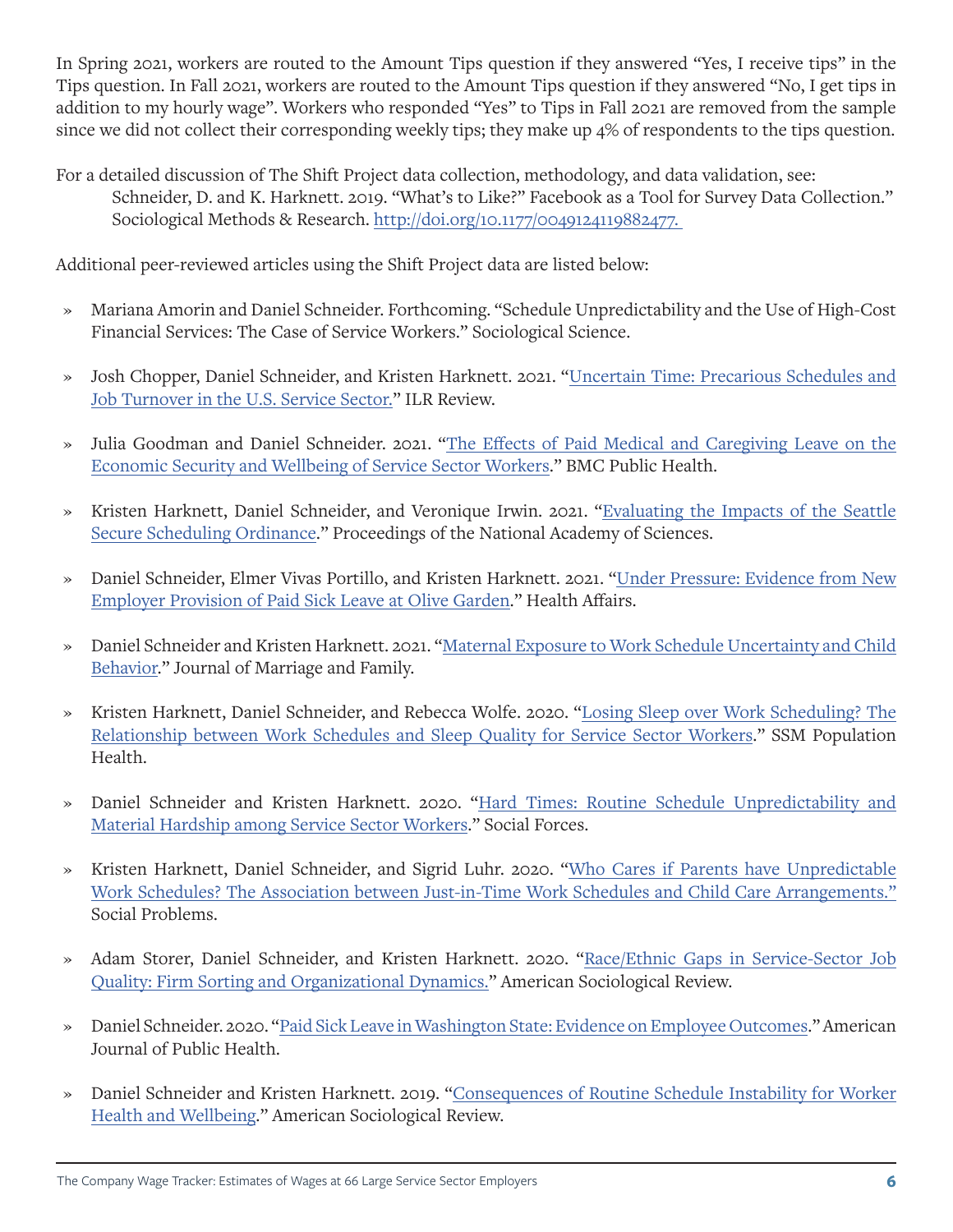In Spring 2021, workers are routed to the Amount Tips question if they answered "Yes, I receive tips" in the Tips question. In Fall 2021, workers are routed to the Amount Tips question if they answered "No, I get tips in addition to my hourly wage". Workers who responded "Yes" to Tips in Fall 2021 are removed from the sample since we did not collect their corresponding weekly tips; they make up 4% of respondents to the tips question.

For a detailed discussion of The Shift Project data collection, methodology, and data validation, see:

> Schneider, D. and K. Harknett. 2019. "What's to Like?" Facebook as a Tool for Survey Data Collection." Sociological Methods & Research. http://doi.org/10.1177/0049124119882477.

Additional peer-reviewed articles using the Shift Project data are listed below:

- Mariana Amorin and Daniel Schneider. Forthcoming. "Schedule Unpredictability and the Use of High-Cost Financial Services: The Case of Service Workers." Sociological Science.
- Josh Chopper, Daniel Schneider, and Kristen Harknett. 2021. "Uncertain Time: Precarious Schedules and Job Turnover in the U.S. Service Sector." ILR Review.
- Julia Goodman and Daniel Schneider. 2021. "The Effects of Paid Medical and Caregiving Leave on the Economic Security and Wellbeing of Service Sector Workers." BMC Public Health.
- Kristen Harknett, Daniel Schneider, and Veronique Irwin. 2021. "Evaluating the Impacts of the Seattle Secure Scheduling Ordinance." Proceedings of the National Academy of Sciences.
- Daniel Schneider, Elmer Vivas Portillo, and Kristen Harknett. 2021. "Under Pressure: Evidence from New Employer Provision of Paid Sick Leave at Olive Garden." Health Affairs.
- Daniel Schneider and Kristen Harknett. 2021. "Maternal Exposure to Work Schedule Uncertainty and Child Behavior." Journal of Marriage and Family.
- Kristen Harknett, Daniel Schneider, and Rebecca Wolfe. 2020. "Losing Sleep over Work Scheduling? The Relationship between Work Schedules and Sleep Quality for Service Sector Workers." SSM Population Health.
- Daniel Schneider and Kristen Harknett. 2020. "Hard Times: Routine Schedule Unpredictability and Material Hardship among Service Sector Workers." Social Forces.
- Kristen Harknett, Daniel Schneider, and Sigrid Luhr. 2020. "Who Cares if Parents have Unpredictable Work Schedules? The Association between Just-in-Time Work Schedules and Child Care Arrangements." Social Problems.
- Adam Storer, Daniel Schneider, and Kristen Harknett. 2020. "Race/Ethnic Gaps in Service-Sector Job Quality: Firm Sorting and Organizational Dynamics." American Sociological Review.
- Daniel Schneider. 2020. "Paid Sick Leave in Washington State: Evidence on Employee Outcomes." American Journal of Public Health.
- Daniel Schneider and Kristen Harknett. 2019. "Consequences of Routine Schedule Instability for Worker Health and Wellbeing." American Sociological Review.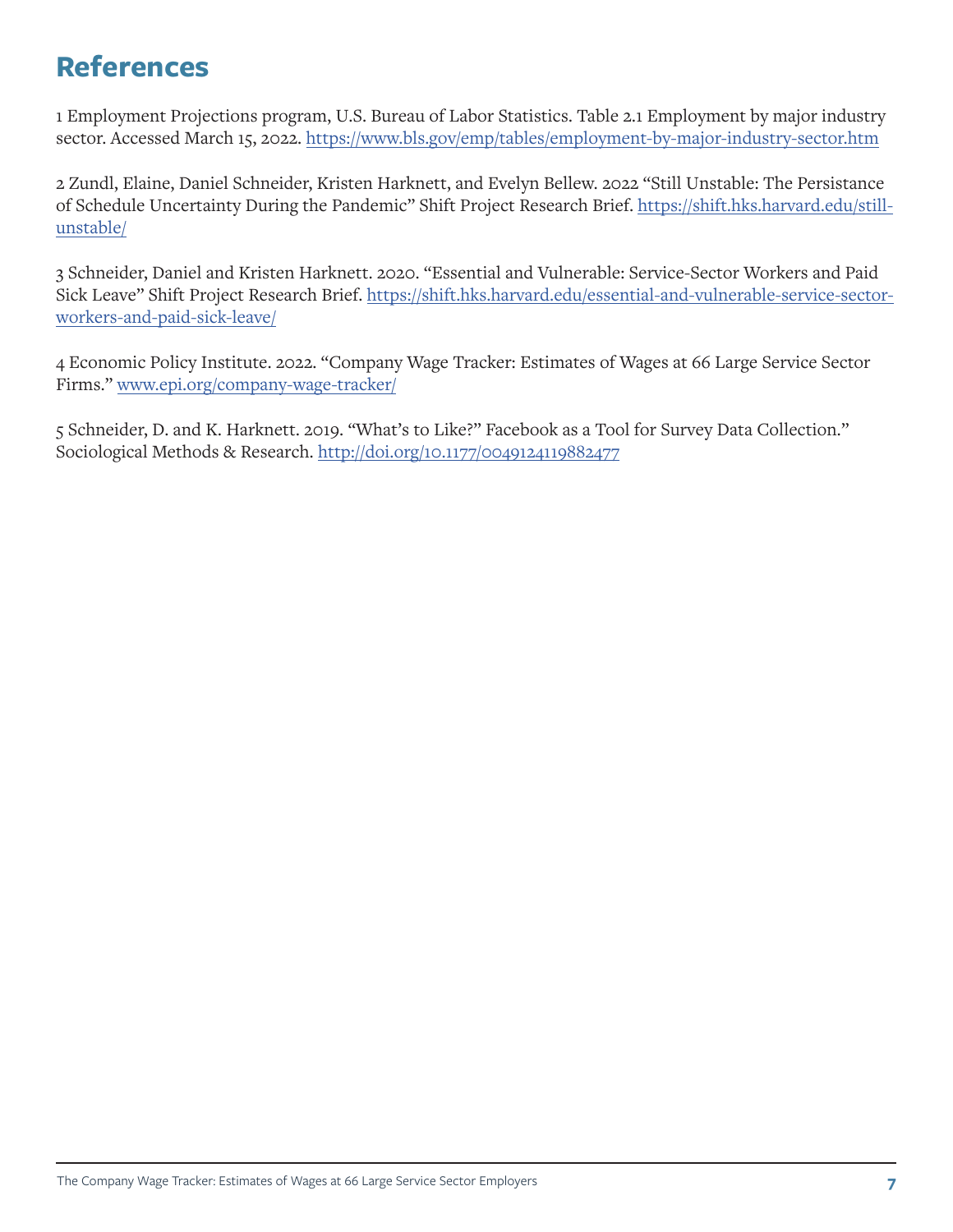# References

1 Employment Projections program, U.S. Bureau of Labor Statistics. Table 2.1 Employment by major industry sector. Accessed March 15, 2022. https://www.bls.gov/emp/tables/employment-by-major-industry-sector.htm

2 Zundl, Elaine, Daniel Schneider, Kristen Harknett, and Evelyn Bellew. 2022 "Still Unstable: The Persistance of Schedule Uncertainty During the Pandemic" Shift Project Research Brief. https://shift.hks.harvard.edu/still-unstable/

3 Schneider, Daniel and Kristen Harknett. 2020. "Essential and Vulnerable: Service-Sector Workers and Paid Sick Leave" Shift Project Research Brief. https://shift.hks.harvard.edu/essential-and-vulnerable-service-sector-workers-and-paid-sick-leave/

4 Economic Policy Institute. 2022. "Company Wage Tracker: Estimates of Wages at 66 Large Service Sector Firms." www.epi.org/company-wage-tracker/

5 Schneider, D. and K. Harknett. 2019. "What's to Like?" Facebook as a Tool for Survey Data Collection." Sociological Methods & Research. http://doi.org/10.1177/0049124119882477